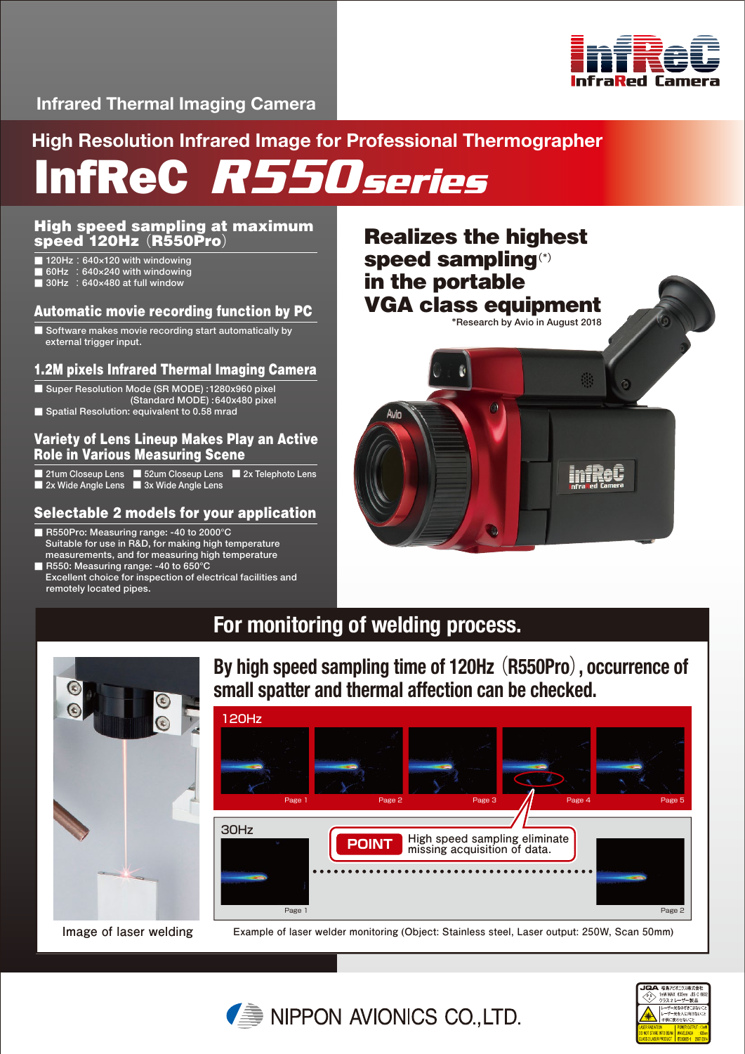Infrared Thermal Imaging Camera

InfReC InfraRed Camera

## High Resolution Infrared Image for Professional Thermographer

# InfReC R550series

### High speed sampling at maximum speed 120Hz（R550Pro）

- 120Hz：640×120 with windowing
- 60Hz ：640×240 with windowing
- 30Hz ：640×480 at full window

### Automatic movie recording function by PC

- Software makes movie recording start automatically by external trigger input.

### 1.2M pixels Infrared Thermal Imaging Camera

- Super Resolution Mode (SR MODE) :1280x960 pixel
  (Standard MODE) :640x480 pixel
- Spatial Resolution: equivalent to 0.58 mrad

### Variety of Lens Lineup Makes Play an Active Role in Various Measuring Scene

- 21um Closeup Lens
- 52um Closeup Lens
- 2x Telephoto Lens
- 2x Wide Angle Lens
- 3x Wide Angle Lens

### Selectable 2 models for your application

- R550Pro: Measuring range: -40 to 2000°C
  Suitable for use in R&D, for making high temperature measurements, and for measuring high temperature
- R550: Measuring range: -40 to 650°C
  Excellent choice for inspection of electrical facilities and remotely located pipes.

## Realizes the highest speed sampling(*) in the portable VGA class equipment

*Research by Avio in August 2018

## For monitoring of welding process.

### By high speed sampling time of 120Hz（R550Pro）, occurrence of small spatter and thermal affection can be checked.

120Hz: Page 1, Page 2, Page 3, Page 4, Page 5

30Hz: Page 1, Page 2

**POINT** High speed sampling eliminate missing acquisition of data.

Image of laser welding

Example of laser welder monitoring (Object: Stainless steel, Laser output: 250W, Scan 50mm)

NIPPON AVIONICS CO.,LTD.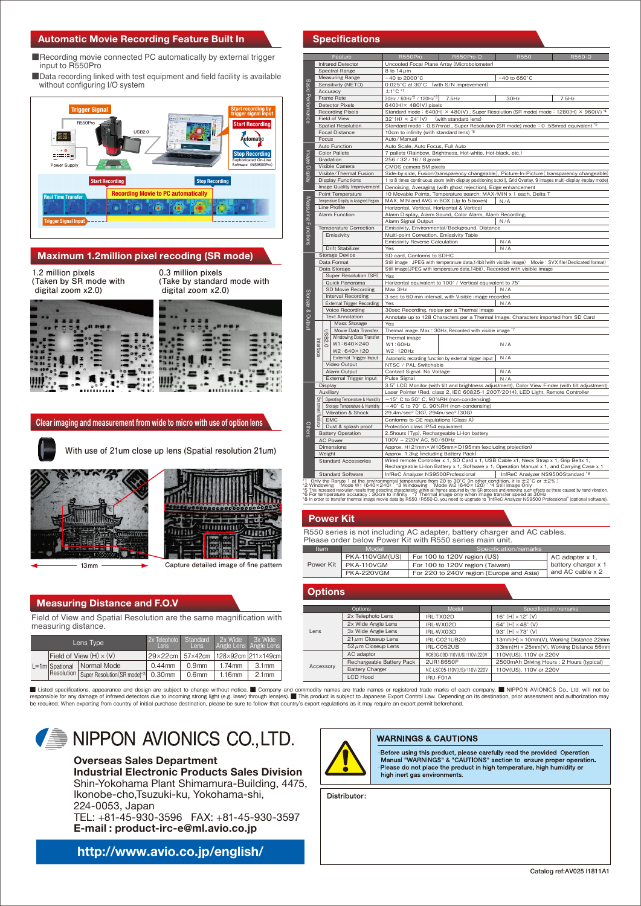## Automatic Movie Recording Feature Built In

- Recording movie connected PC automatically by external trigger input to R550Pro
- Data recording linked with test equipment and field facility is available without configuring I/O system

Trigger Signal
R550Pro
USB2.0
Power Supply
Start recording by trigger signal input
Start Recording
Automatic
Stop Recording
Sophisticated On-Line Software (NS9500Pro)
Start Recording
Stop Recording
Real Time Transfer
Recording Movie to PC automatically
Trigger Signal Input

## Maximum 1.2million pixel recoding (SR mode)

1.2 million pixels
(Taken by SR mode with digital zoom x2.0)

0.3 million pixels
(Take by standard mode with digital zoom x2.0)

## Clear imaging and measurement from wide to micro with use of option lens

With use of 21um close up lens (Spatial resolution 21um)

13mm

Capture detailed image of fine pattern

## Measuring Distance and F.O.V

Field of View and Spatial Resolution are the same magnification with measuring distance.

| Lens Type | | | 2x Telephoto Lens | Standard Lens | 2x Wide Angle Lens | 3x Wide Angle Lens |
|---|---|---|---|---|---|---|
| L=1m | Field of View (H) × (V) | | 29×22cm | 57×42cm | 128×92cm | 211×149cm |
| | Spational Resolution | Normal Mode | 0.44mm | 0.9mm | 1.74mm | 3.1mm |
| | | Super Resolution (SR mode)*3 | 0.30mm | 0.6mm | 1.16mm | 2.1mm |

## Specifications

| | Feature | | R550Pro | R550Pro-D | R550 | R550-D |
|---|---|---|---|---|---|---|
| Basic Performance | Infrared Detector | | Uncooled Focal Plane Array (Microbolometer) | | | |
| | Spectral Range | | 8 to 14μm | | | |
| | Measuring Range | | −40 to 2000°C | | −40 to 650°C | |
| | Sensitivity (NETD) | | 0.025°C at 30°C (with S/N improvement) | | | |
| | Accuracy | | ±1°C *1 | | | |
| | Frame Rate | | 30Hz / 60Hz*2 / 120Hz*3 | 7.5Hz | 30Hz | 7.5Hz |
| | Detector Pixels | | 640(H)× 480(V) pixels | | | |
| | Recording Pixels | | Standard mode : 640(H) × 480(V) , Super Resolution (SR mode) mode : 1280(H) × 960(V) *4 | | | |
| | Field of View | | 32°(H) × 24°(V) (with standard lens) | | | |
| | Spatial Resolution | | Standard mode : 0.87mrad , Super Resolution (SR mode) mode : 0 .58mrad equivalent *5 | | | |
| | Focal Distance | | 10cm to infinity (with standard lens) *6 | | | |
| | Focus | | Auto / Manual | | | |
| Image Display | Auto Function | | Auto Scale, Auto Focus, Full Auto | | | |
| | Color Pallets | | 7 pallets (Rainbow, Brightness, Hot-white, Hot-black, etc.) | | | |
| | Gradation | | 256 / 32 / 16 / 8 grade | | | |
| | Visible Camera | | CMOS camera 5M pixels | | | |
| | Visible/Thermal Fusion | | Side-by-side, Fusion(transparency changeable), Picture-In-Picture( transparency changeable) | | | |
| | Display Functions | | 1 to 8 times continuous zoom (with display positioning scroll), Grid Overlay, 9 images multi-display (replay mode) | | | |
| | Image Quality Improvement | | Denoising, Averaging (with ghost rejection), Edge enhancement | | | |
| Measuring Functions | Point Temperature | | 10 Movable Points, Temperature search: MAX/MIN x 1 each, Delta T | | | |
| | Temperature Display in Assigned Region | | MAX, MIN and AVG in BOX (Up to 5 boxes) | | N/A | |
| | Line Profile | | Horizontal, Vertical, Horizontal & Vertical | | | |
| | Alarm Function | | Alarm Display, Alarm Sound, Color Alarm, Alarm Recording, | | | |
| | | | Alarm Signal Output | | N/A | |
| | Temperature Correction | | Emissivity, Environmental/Background, Distance | | | |
| | Emissivity | | Multi-point Correction, Emissivity Table | | | |
| | | | Emissivity Reverse Calculation | | N/A | |
| | Drift Stabilizer | | Yes | | N/A | |
| Storage & Output | Storage Device | | SD card, Conforms to SDHC | | | |
| | Data Format | | Still image : JPEG with temperature data,14bit (with visible image) Movie : SVX file(Dedicated format) | | | |
| | Data Storage | | Still image(JPEG with temperature data,14bit) , Recorded with visible image | | | |
| | | Super Resolution (SR) | Yes | | | |
| | | Quick Panorama | Horizontal equivalent to 100° / Vertical equivalent to 75° | | | |
| | | SD Movie Recording | Max 3Hz | | N/A | |
| | | Interval Recording | 3 sec to 60 min interval, with Visible image recorded | | | |
| | | External Trigger Recording | Yes | | N/A | |
| | | Voice Recording | 30sec Recording, replay per a Thermal image | | | |
| | | Text Annotation | Annotate up to 128 Characters per a Thermal Image. Characters imported from SD Card | | | |
| | Interface USB2.0 | Mass Storage | Yes | | | |
| | | Movie Data Transfer | Thermal image: Max : 30Hz, Recorded with visible image *7 | | | |
| | | Windowing Data Transfer | Thermal image W1 : 640×240 W1 : 60Hz W2 : 640×120 W2 : 120Hz | | N/A | |
| | | External Trigger Input | Automatic recording function by external trigger input | | N/A | |
| | Video Output | | NTSC / PAL Switchable | | | |
| | Alarm Output | | Contact Signal. No Voltage | | N/A | |
| | External Trigger Input | | Pulse Signal | | N/A | |
| Others | Display | | 3.5" LCD Monitor (with tilt and brightness adjustment), Color View Finder (with tilt adjustment) | | | |
| | Auxiliary | | Laser Pointer (Red, class 2, IEC 60825-1 2007/2014), LED Light, Remote Controller | | | |
| | Environment Resistance | Operating Temperature & Humidity | −15° C to 50° C, 90%RH (non-condensing) | | | |
| | | Storage Temperature & Humidity | −40° C to 70° C, 90%RH (non-condensing) | | | |
| | | Vibration & Shock | 29.4m/sec² (3G), 294m/sec² (30G) | | | |
| | | EMC | Conforms to CE regulations (Class A) | | | |
| | | Dust & splash proof | Protection class IP54 equivalent | | | |
| | Battery Operation | | 2.5hours (Typ), Rechargeable Li-Ion battery | | | |
| | AC Power | | 100V – 220V AC, 50/60Hz | | | |
| | Dimensions | | Approx. H121mm×W105mm×D195mm (excluding projection) | | | |
| | Weight | | Approx. 1.3kg (including Battery Pack) | | | |
| | Standard Accessories | | Wired remote Controller x 1, SD Card x 1, USB Cable x1, Neck Strap x 1, Grip Beltx 1, Rechargeable Li-Ion Battery x 1, Software x 1, Operation Manual x 1, and Carrying Case x 1 | | | |
| | Standard Software | | InfReC Analyzer NS9500Professional | | InfReC Analyzer NS9500Standard *8 | |

*1 Only the Range 1 at the environmental temperature from 20 to 30°C (In other condition, it is ±2°C or ±2%.)
*2 Windowing Mode W1 (640×240) *3 Windowing Mode W2 (640×120) *4 Still Image Only
*5 This increased resolution results from detecting characteristic within all frames acquired by the SR process and removing such effects as those caused by hand vibration.
*6 For temperature accuracy : 30cm to infinity *7 Thermal image only when image transfer speed at 30Hz
*8 In order to transfer thermal image movie data by R550 /R550-D, you need to upgrade to "InfReC Analyzer NS9500 Professional" (optional software).

## Power Kit

R550 series is not including AC adapter, battery charger and AC cables.
Please order below Power Kit with R550 series main unit.

| Item | Model | Specification/remarks | |
|---|---|---|---|
| Power Kit | PKA-110VGM(US) | For 100 to 120V region (US) | AC adapter x 1, battery charger x 1 and AC cable x 2 |
| | PKA-110VGM | For 100 to 120V region (Taiwan) | |
| | PKA-220VGM | For 220 to 240V region (Europe and Asia) | |

## Options

| Options | | Model | Specification/remarks |
|---|---|---|---|
| Lens | 2x Telephoto Lens | IRL-TX02D | 16° (H) ×12° (V) |
| | 2x Wide Angle Lens | IRL-WX02D | 64° (H) ×48° (V) |
| | 3x Wide Angle Lens | IRL-WX03D | 93° (H) ×73° (V) |
| | 21μm Closeup Lens | IRL-C021UB20 | 13mm(H) × 10mm(V), Working Distance 22mm |
| | 52μm Closeup Lens | IRL-C052UB | 33mm(H) × 25mm(V), Working Distance 56mm |
| Accessory | AC adaptor | RC60G-09D-110V(US)/110V/220V | 110V(US), 110V or 220V |
| | Rechargeable Battery Pack | 2UR18650F | 2500mAh Driving Hours : 2 Hours (typical) |
| | Battery Charger | NC-LSC05-110V(US)/110V/220V | 110V(US), 110V or 220V |
| | LCD Hood | IRU-F01A | |

■ Listed specifications, appearance and design are subject to change without notice. ■ Company and commodity names are trade names or registered trade marks of each company. ■ NIPPON AVIONICS Co., Ltd. will not be responsible for any damage of infrared detectors due to incoming strong light (e.g. laser) through lens(es). ■ This product is subject to Japanese Export Control Law. Depending on its destination, prior assessment and authorization may be required. When exporting from country of initial purchase destination, please be sure to follow that country's export regulations as it may require an export permit beforehand.

# NIPPON AVIONICS CO.,LTD.

**Overseas Sales Department**
**Industrial Electronic Products Sales Division**
Shin-Yokohama Plant Shimamura-Building, 4475, Ikonobe-cho,Tsuzuki-ku, Yokohama-shi, 224-0053, Japan
TEL: +81-45-930-3596 FAX: +81-45-930-3597
**E-mail : product-irc-e@ml.avio.co.jp**

**http://www.avio.co.jp/english/**

### WARNINGS & CAUTIONS

- Before using this product, please carefully read the provided Operation Manual "WARNINGS" & "CAUTIONS" section to ensure proper operation.
- Please do not place the product in high temperature, high humidity or high inert gas environments.

Distributor:

Catalog ref:AV025 I1811A1